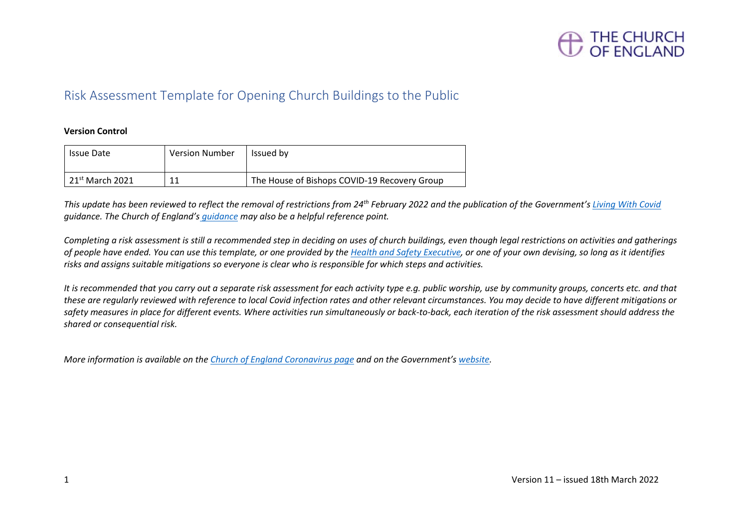THE CHURCH OF ENGLAND

# Risk Assessment Template for Opening Church Buildings to the Public

**Version Control**

| Issue Date | Version Number | Issued by |
|---|---|---|
| 21st March 2021 | 11 | The House of Bishops COVID-19 Recovery Group |

*This update has been reviewed to reflect the removal of restrictions from 24th February 2022 and the publication of the Government's [Living With Covid]() guidance. The Church of England's [guidance]() may also be a helpful reference point.*

*Completing a risk assessment is still a recommended step in deciding on uses of church buildings, even though legal restrictions on activities and gatherings of people have ended. You can use this template, or one provided by the [Health and Safety Executive](), or one of your own devising, so long as it identifies risks and assigns suitable mitigations so everyone is clear who is responsible for which steps and activities.*

*It is recommended that you carry out a separate risk assessment for each activity type e.g. public worship, use by community groups, concerts etc. and that these are regularly reviewed with reference to local Covid infection rates and other relevant circumstances. You may decide to have different mitigations or safety measures in place for different events. Where activities run simultaneously or back-to-back, each iteration of the risk assessment should address the shared or consequential risk.*

*More information is available on the [Church of England Coronavirus page]() and on the Government's [website]().*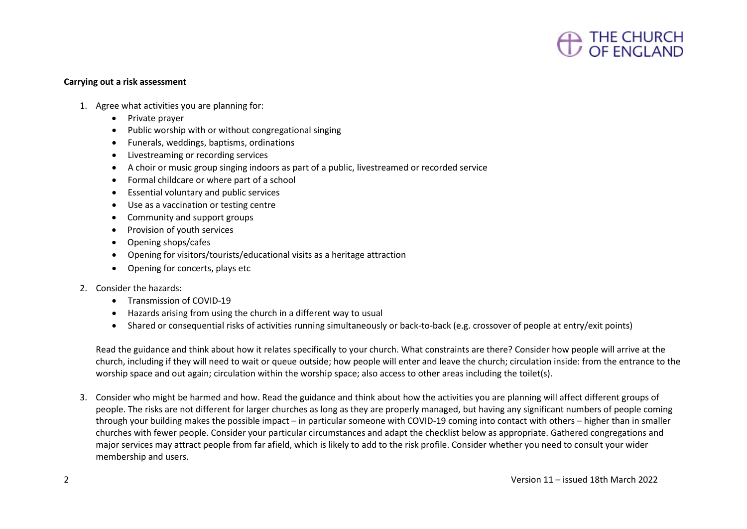**Carrying out a risk assessment**

1. Agree what activities you are planning for:
   - Private prayer
   - Public worship with or without congregational singing
   - Funerals, weddings, baptisms, ordinations
   - Livestreaming or recording services
   - A choir or music group singing indoors as part of a public, livestreamed or recorded service
   - Formal childcare or where part of a school
   - Essential voluntary and public services
   - Use as a vaccination or testing centre
   - Community and support groups
   - Provision of youth services
   - Opening shops/cafes
   - Opening for visitors/tourists/educational visits as a heritage attraction
   - Opening for concerts, plays etc

2. Consider the hazards:
   - Transmission of COVID-19
   - Hazards arising from using the church in a different way to usual
   - Shared or consequential risks of activities running simultaneously or back-to-back (e.g. crossover of people at entry/exit points)

   Read the guidance and think about how it relates specifically to your church. What constraints are there? Consider how people will arrive at the church, including if they will need to wait or queue outside; how people will enter and leave the church; circulation inside: from the entrance to the worship space and out again; circulation within the worship space; also access to other areas including the toilet(s).

3. Consider who might be harmed and how. Read the guidance and think about how the activities you are planning will affect different groups of people. The risks are not different for larger churches as long as they are properly managed, but having any significant numbers of people coming through your building makes the possible impact – in particular someone with COVID-19 coming into contact with others – higher than in smaller churches with fewer people. Consider your particular circumstances and adapt the checklist below as appropriate. Gathered congregations and major services may attract people from far afield, which is likely to add to the risk profile. Consider whether you need to consult your wider membership and users.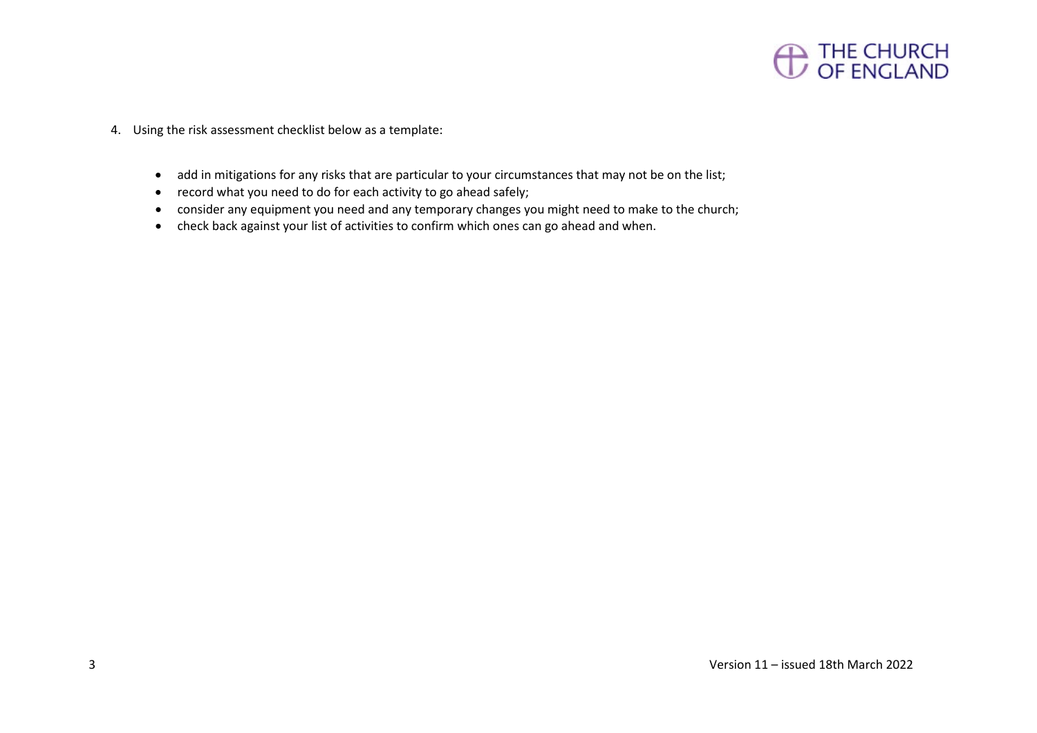4. Using the risk assessment checklist below as a template:

    - add in mitigations for any risks that are particular to your circumstances that may not be on the list;
    - record what you need to do for each activity to go ahead safely;
    - consider any equipment you need and any temporary changes you might need to make to the church;
    - check back against your list of activities to confirm which ones can go ahead and when.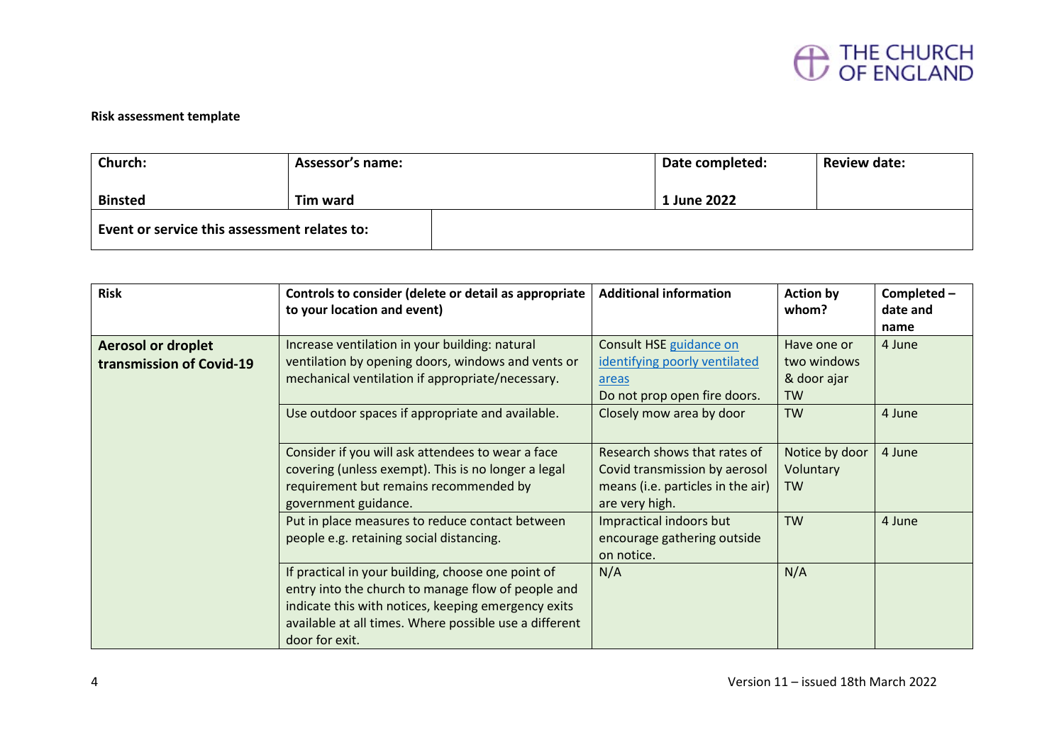THE CHURCH OF ENGLAND

**Risk assessment template**

| **Church:** | **Assessor's name:** | **Date completed:** | **Review date:** |
|---|---|---|---|
| **Binsted** | **Tim ward** | **1 June 2022** | |
| **Event or service this assessment relates to:** | | | |

| **Risk** | **Controls to consider (delete or detail as appropriate to your location and event)** | **Additional information** | **Action by whom?** | **Completed – date and name** |
|---|---|---|---|---|
| **Aerosol or droplet transmission of Covid-19** | Increase ventilation in your building: natural ventilation by opening doors, windows and vents or mechanical ventilation if appropriate/necessary. | Consult HSE [guidance on identifying poorly ventilated areas](guidance on identifying poorly ventilated areas) Do not prop open fire doors. | Have one or two windows & door ajar TW | 4 June |
| | Use outdoor spaces if appropriate and available. | Closely mow area by door | TW | 4 June |
| | Consider if you will ask attendees to wear a face covering (unless exempt). This is no longer a legal requirement but remains recommended by government guidance. | Research shows that rates of Covid transmission by aerosol means (i.e. particles in the air) are very high. | Notice by door Voluntary TW | 4 June |
| | Put in place measures to reduce contact between people e.g. retaining social distancing. | Impractical indoors but encourage gathering outside on notice. | TW | 4 June |
| | If practical in your building, choose one point of entry into the church to manage flow of people and indicate this with notices, keeping emergency exits available at all times. Where possible use a different door for exit. | N/A | N/A | |

Version 11 – issued 18th March 2022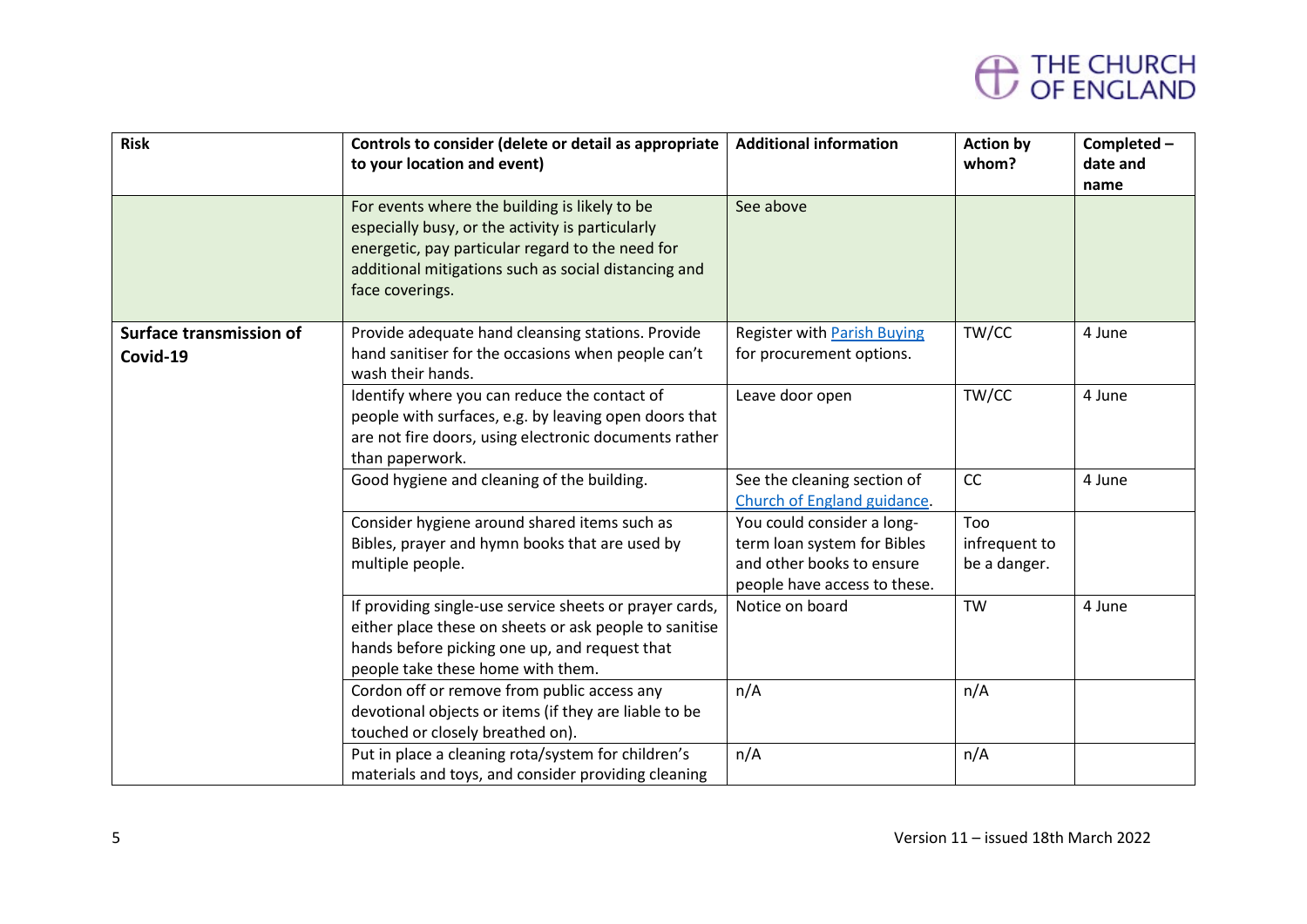| Risk | Controls to consider (delete or detail as appropriate to your location and event) | Additional information | Action by whom? | Completed – date and name |
|---|---|---|---|---|
| | For events where the building is likely to be especially busy, or the activity is particularly energetic, pay particular regard to the need for additional mitigations such as social distancing and face coverings. | See above | | |
| **Surface transmission of Covid-19** | Provide adequate hand cleansing stations. Provide hand sanitiser for the occasions when people can't wash their hands. | Register with Parish Buying for procurement options. | TW/CC | 4 June |
| | Identify where you can reduce the contact of people with surfaces, e.g. by leaving open doors that are not fire doors, using electronic documents rather than paperwork. | Leave door open | TW/CC | 4 June |
| | Good hygiene and cleaning of the building. | See the cleaning section of Church of England guidance. | CC | 4 June |
| | Consider hygiene around shared items such as Bibles, prayer and hymn books that are used by multiple people. | You could consider a long-term loan system for Bibles and other books to ensure people have access to these. | Too infrequent to be a danger. | |
| | If providing single-use service sheets or prayer cards, either place these on sheets or ask people to sanitise hands before picking one up, and request that people take these home with them. | Notice on board | TW | 4 June |
| | Cordon off or remove from public access any devotional objects or items (if they are liable to be touched or closely breathed on). | n/A | n/A | |
| | Put in place a cleaning rota/system for children's materials and toys, and consider providing cleaning | n/A | n/A | |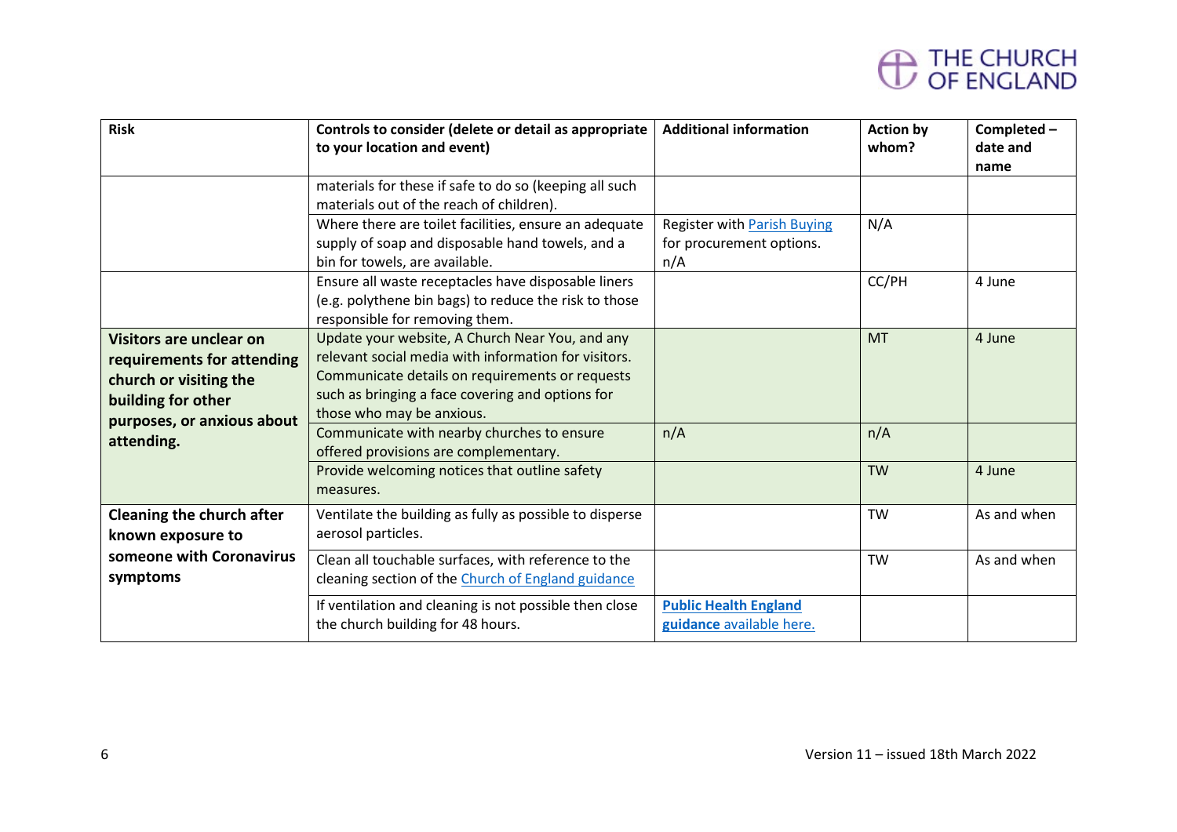| Risk | Controls to consider (delete or detail as appropriate to your location and event) | Additional information | Action by whom? | Completed – date and name |
|---|---|---|---|---|
| | materials for these if safe to do so (keeping all such materials out of the reach of children). | | | |
| | Where there are toilet facilities, ensure an adequate supply of soap and disposable hand towels, and a bin for towels, are available. | Register with [Parish Buying]() for procurement options. n/A | N/A | |
| | Ensure all waste receptacles have disposable liners (e.g. polythene bin bags) to reduce the risk to those responsible for removing them. | | CC/PH | 4 June |
| **Visitors are unclear on requirements for attending church or visiting the building for other purposes, or anxious about attending.** | Update your website, A Church Near You, and any relevant social media with information for visitors. Communicate details on requirements or requests such as bringing a face covering and options for those who may be anxious. | | MT | 4 June |
| | Communicate with nearby churches to ensure offered provisions are complementary. | n/A | n/A | |
| | Provide welcoming notices that outline safety measures. | | TW | 4 June |
| **Cleaning the church after known exposure to someone with Coronavirus symptoms** | Ventilate the building as fully as possible to disperse aerosol particles. | | TW | As and when |
| | Clean all touchable surfaces, with reference to the cleaning section of the [Church of England guidance]() | | TW | As and when |
| | If ventilation and cleaning is not possible then close the church building for 48 hours. | [**Public Health England guidance** available here.]() | | |

Version 11 – issued 18th March 2022